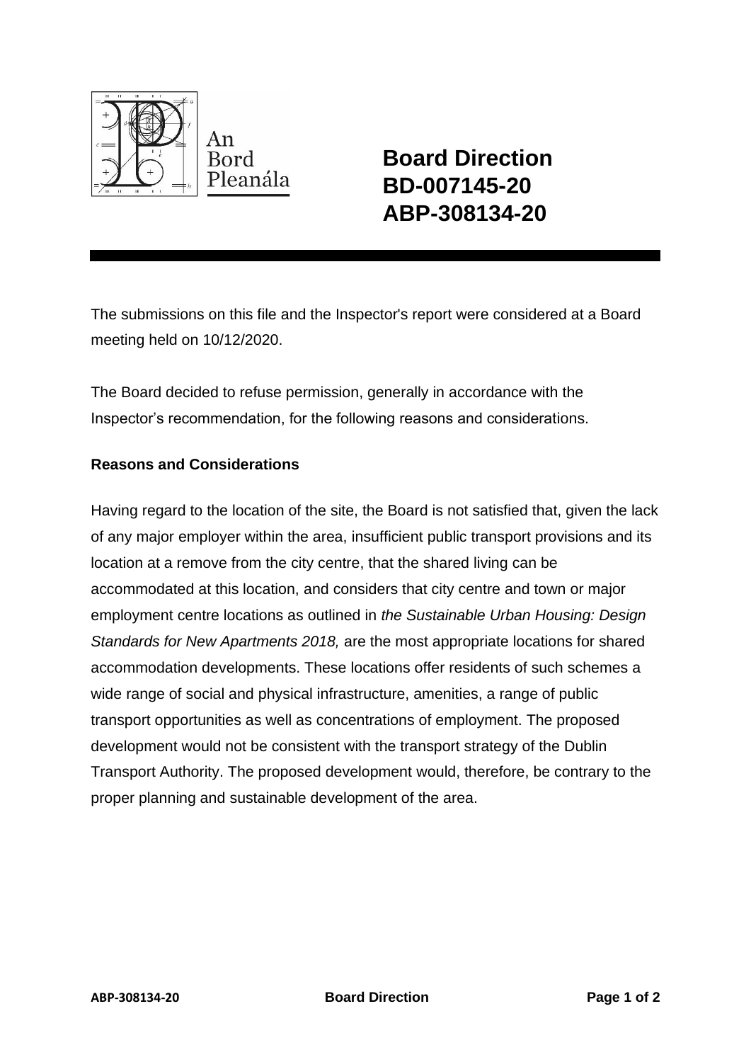An Bord Pleanála

# Board Direction
# BD-007145-20
# ABP-308134-20

The submissions on this file and the Inspector's report were considered at a Board meeting held on 10/12/2020.

The Board decided to refuse permission, generally in accordance with the Inspector's recommendation, for the following reasons and considerations.

**Reasons and Considerations**

Having regard to the location of the site, the Board is not satisfied that, given the lack of any major employer within the area, insufficient public transport provisions and its location at a remove from the city centre, that the shared living can be accommodated at this location, and considers that city centre and town or major employment centre locations as outlined in *the Sustainable Urban Housing: Design Standards for New Apartments 2018,* are the most appropriate locations for shared accommodation developments. These locations offer residents of such schemes a wide range of social and physical infrastructure, amenities, a range of public transport opportunities as well as concentrations of employment. The proposed development would not be consistent with the transport strategy of the Dublin Transport Authority. The proposed development would, therefore, be contrary to the proper planning and sustainable development of the area.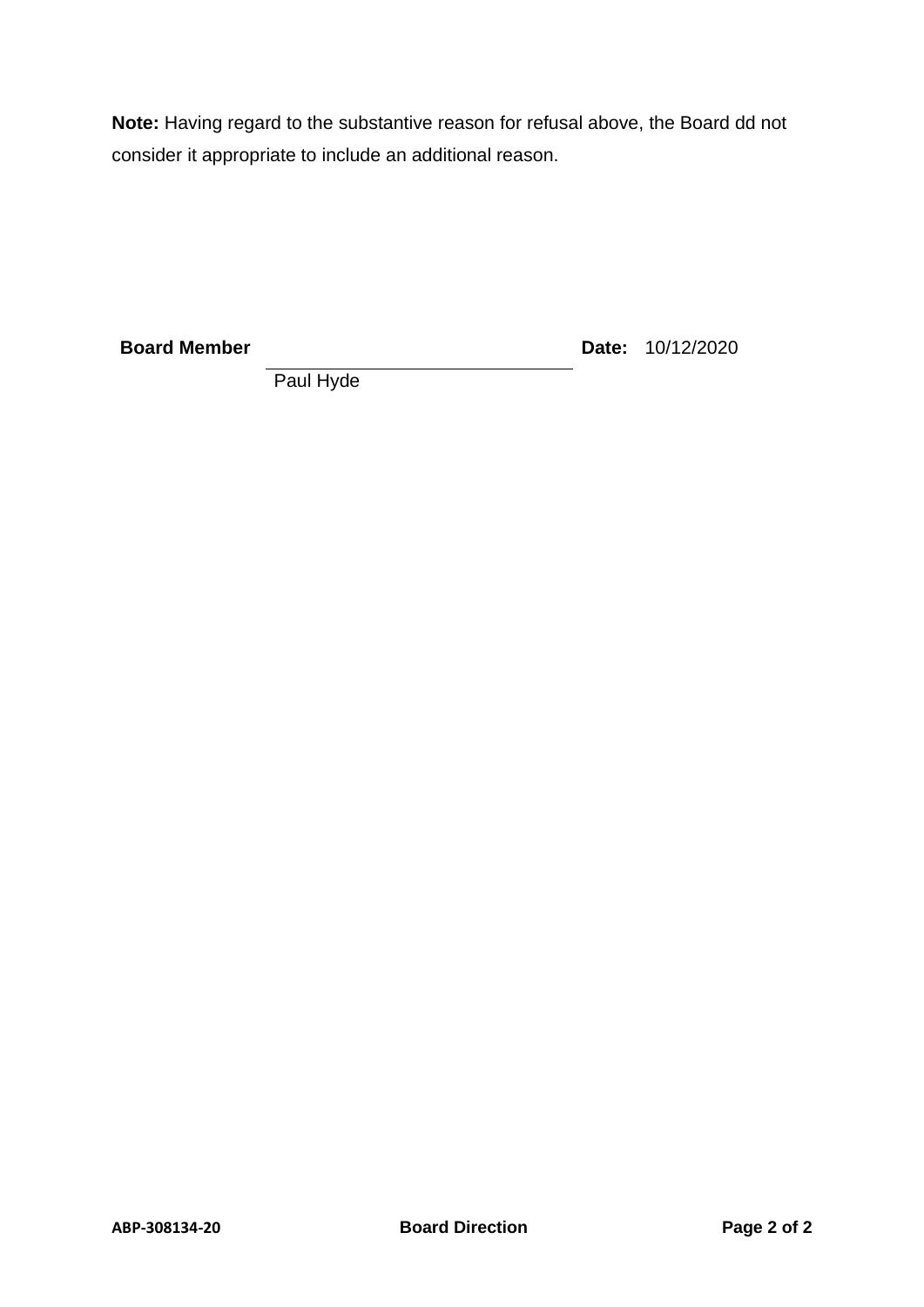**Note:** Having regard to the substantive reason for refusal above, the Board dd not consider it appropriate to include an additional reason.

| | | | |
|---|---|---|---|
| **Board Member** | Paul Hyde | **Date:** | 10/12/2020 |